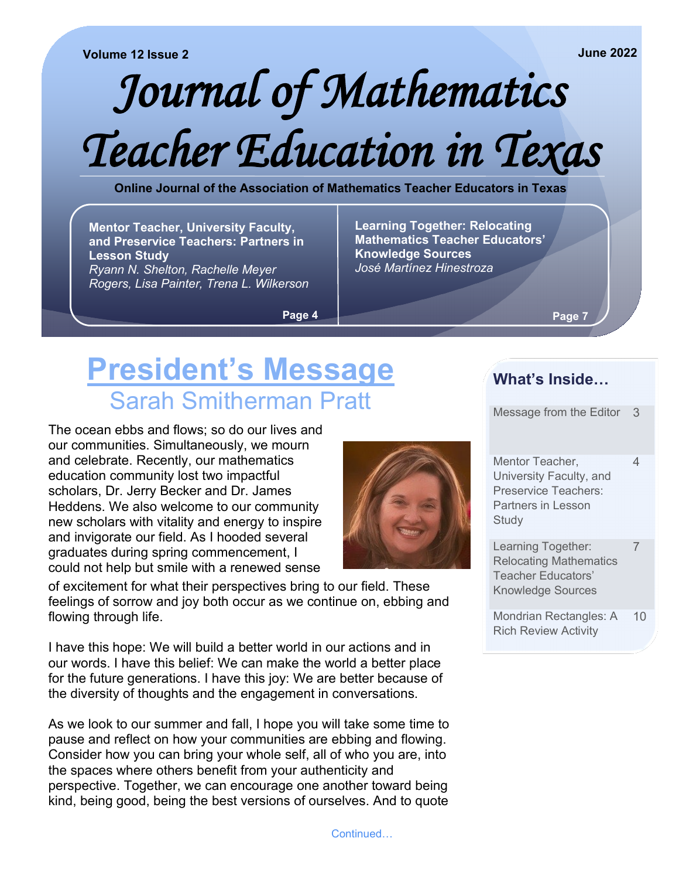Volume 12 Issue 2 June 2022

# Journal of Mathematics Teacher Education in Texas

**Online Journal of the Association of Mathematics Teacher Educators in Texas**

**Mentor Teacher, University Faculty, and Preservice Teachers: Partners in Lesson Study**
*Ryann N. Shelton, Rachelle Meyer Rogers, Lisa Painter, Trena L. Wilkerson*
**Page 4**

**Learning Together: Relocating Mathematics Teacher Educators' Knowledge Sources**
*José Martínez Hinestroza*
**Page 7**

## President's Message

### Sarah Smitherman Pratt

The ocean ebbs and flows; so do our lives and our communities. Simultaneously, we mourn and celebrate. Recently, our mathematics education community lost two impactful scholars, Dr. Jerry Becker and Dr. James Heddens. We also welcome to our community new scholars with vitality and energy to inspire and invigorate our field. As I hooded several graduates during spring commencement, I could not help but smile with a renewed sense of excitement for what their perspectives bring to our field. These feelings of sorrow and joy both occur as we continue on, ebbing and flowing through life.

I have this hope: We will build a better world in our actions and in our words. I have this belief: We can make the world a better place for the future generations. I have this joy: We are better because of the diversity of thoughts and the engagement in conversations.

As we look to our summer and fall, I hope you will take some time to pause and reflect on how your communities are ebbing and flowing. Consider how you can bring your whole self, all of who you are, into the spaces where others benefit from your authenticity and perspective. Together, we can encourage one another toward being kind, being good, being the best versions of ourselves. And to quote

Continued…

### What's Inside…

| | |
|---|---|
| Message from the Editor | 3 |
| Mentor Teacher, University Faculty, and Preservice Teachers: Partners in Lesson Study | 4 |
| Learning Together: Relocating Mathematics Teacher Educators' Knowledge Sources | 7 |
| Mondrian Rectangles: A Rich Review Activity | 10 |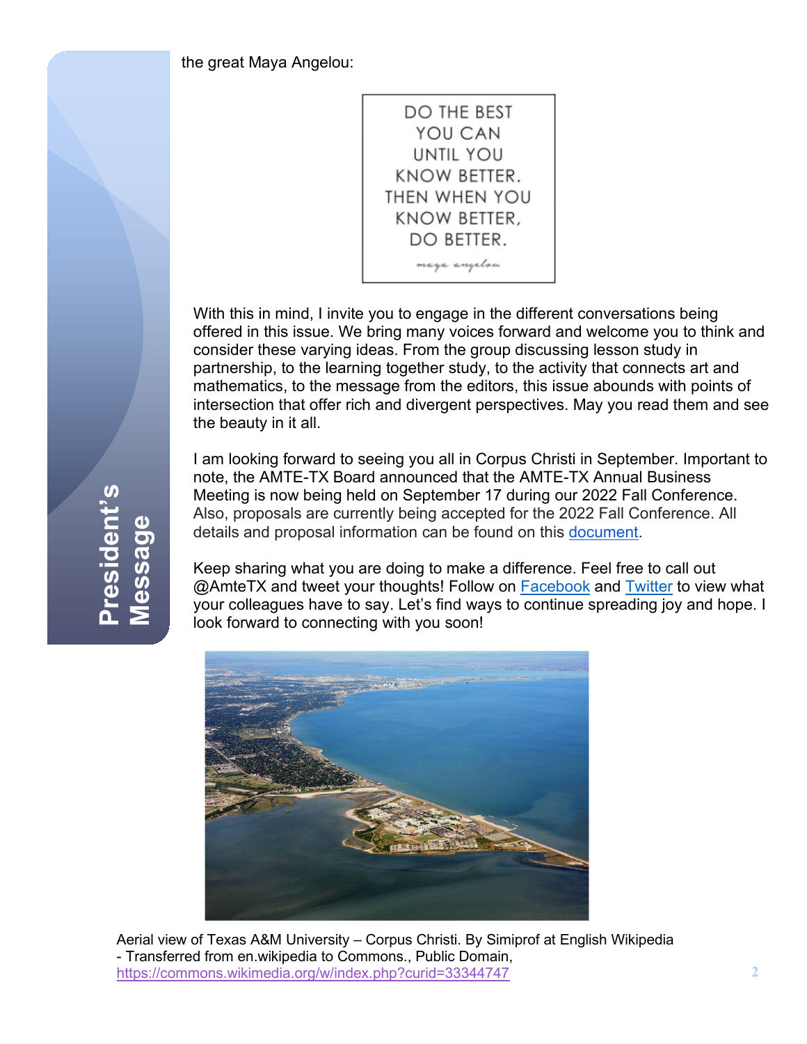## President's Message

the great Maya Angelou:

DO THE BEST YOU CAN UNTIL YOU KNOW BETTER. THEN WHEN YOU KNOW BETTER, DO BETTER.

*maya angelou*

With this in mind, I invite you to engage in the different conversations being offered in this issue. We bring many voices forward and welcome you to think and consider these varying ideas. From the group discussing lesson study in partnership, to the learning together study, to the activity that connects art and mathematics, to the message from the editors, this issue abounds with points of intersection that offer rich and divergent perspectives. May you read them and see the beauty in it all.

I am looking forward to seeing you all in Corpus Christi in September. Important to note, the AMTE-TX Board announced that the AMTE-TX Annual Business Meeting is now being held on September 17 during our 2022 Fall Conference. Also, proposals are currently being accepted for the 2022 Fall Conference. All details and proposal information can be found on this document.

Keep sharing what you are doing to make a difference. Feel free to call out @AmteTX and tweet your thoughts! Follow on Facebook and Twitter to view what your colleagues have to say. Let's find ways to continue spreading joy and hope. I look forward to connecting with you soon!

Aerial view of Texas A&M University – Corpus Christi. By Simiprof at English Wikipedia - Transferred from en.wikipedia to Commons., Public Domain, https://commons.wikimedia.org/w/index.php?curid=33344747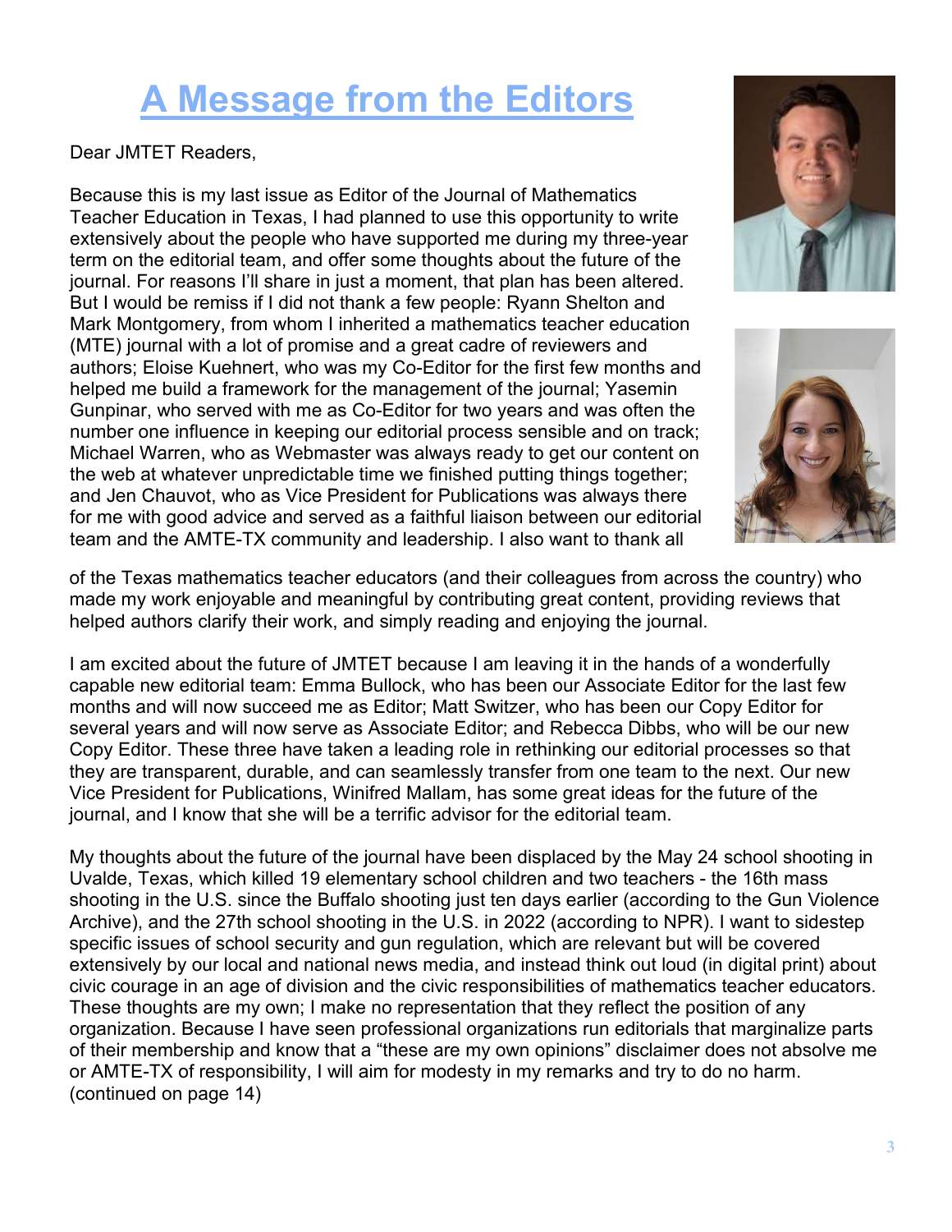# A Message from the Editors

Dear JMTET Readers,

Because this is my last issue as Editor of the Journal of Mathematics Teacher Education in Texas, I had planned to use this opportunity to write extensively about the people who have supported me during my three-year term on the editorial team, and offer some thoughts about the future of the journal. For reasons I'll share in just a moment, that plan has been altered. But I would be remiss if I did not thank a few people: Ryann Shelton and Mark Montgomery, from whom I inherited a mathematics teacher education (MTE) journal with a lot of promise and a great cadre of reviewers and authors; Eloise Kuehnert, who was my Co-Editor for the first few months and helped me build a framework for the management of the journal; Yasemin Gunpinar, who served with me as Co-Editor for two years and was often the number one influence in keeping our editorial process sensible and on track; Michael Warren, who as Webmaster was always ready to get our content on the web at whatever unpredictable time we finished putting things together; and Jen Chauvot, who as Vice President for Publications was always there for me with good advice and served as a faithful liaison between our editorial team and the AMTE-TX community and leadership. I also want to thank all of the Texas mathematics teacher educators (and their colleagues from across the country) who made my work enjoyable and meaningful by contributing great content, providing reviews that helped authors clarify their work, and simply reading and enjoying the journal.

I am excited about the future of JMTET because I am leaving it in the hands of a wonderfully capable new editorial team: Emma Bullock, who has been our Associate Editor for the last few months and will now succeed me as Editor; Matt Switzer, who has been our Copy Editor for several years and will now serve as Associate Editor; and Rebecca Dibbs, who will be our new Copy Editor. These three have taken a leading role in rethinking our editorial processes so that they are transparent, durable, and can seamlessly transfer from one team to the next. Our new Vice President for Publications, Winifred Mallam, has some great ideas for the future of the journal, and I know that she will be a terrific advisor for the editorial team.

My thoughts about the future of the journal have been displaced by the May 24 school shooting in Uvalde, Texas, which killed 19 elementary school children and two teachers - the 16th mass shooting in the U.S. since the Buffalo shooting just ten days earlier (according to the Gun Violence Archive), and the 27th school shooting in the U.S. in 2022 (according to NPR). I want to sidestep specific issues of school security and gun regulation, which are relevant but will be covered extensively by our local and national news media, and instead think out loud (in digital print) about civic courage in an age of division and the civic responsibilities of mathematics teacher educators. These thoughts are my own; I make no representation that they reflect the position of any organization. Because I have seen professional organizations run editorials that marginalize parts of their membership and know that a "these are my own opinions" disclaimer does not absolve me or AMTE-TX of responsibility, I will aim for modesty in my remarks and try to do no harm. (continued on page 14)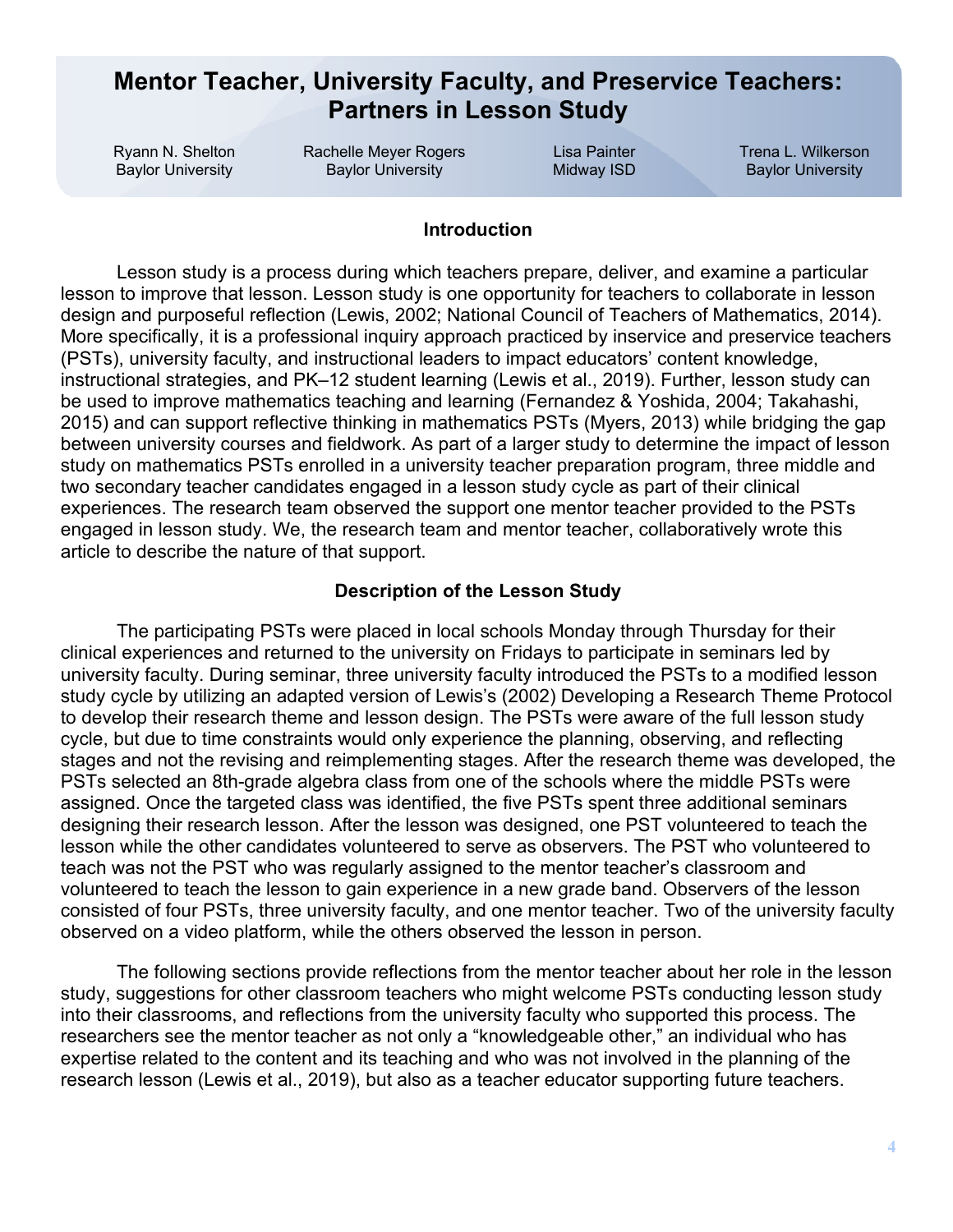# Mentor Teacher, University Faculty, and Preservice Teachers: Partners in Lesson Study

Ryann N. Shelton, Baylor University
Rachelle Meyer Rogers, Baylor University
Lisa Painter, Midway ISD
Trena L. Wilkerson, Baylor University

## Introduction

Lesson study is a process during which teachers prepare, deliver, and examine a particular lesson to improve that lesson. Lesson study is one opportunity for teachers to collaborate in lesson design and purposeful reflection (Lewis, 2002; National Council of Teachers of Mathematics, 2014). More specifically, it is a professional inquiry approach practiced by inservice and preservice teachers (PSTs), university faculty, and instructional leaders to impact educators' content knowledge, instructional strategies, and PK–12 student learning (Lewis et al., 2019). Further, lesson study can be used to improve mathematics teaching and learning (Fernandez & Yoshida, 2004; Takahashi, 2015) and can support reflective thinking in mathematics PSTs (Myers, 2013) while bridging the gap between university courses and fieldwork. As part of a larger study to determine the impact of lesson study on mathematics PSTs enrolled in a university teacher preparation program, three middle and two secondary teacher candidates engaged in a lesson study cycle as part of their clinical experiences. The research team observed the support one mentor teacher provided to the PSTs engaged in lesson study. We, the research team and mentor teacher, collaboratively wrote this article to describe the nature of that support.

## Description of the Lesson Study

The participating PSTs were placed in local schools Monday through Thursday for their clinical experiences and returned to the university on Fridays to participate in seminars led by university faculty. During seminar, three university faculty introduced the PSTs to a modified lesson study cycle by utilizing an adapted version of Lewis's (2002) Developing a Research Theme Protocol to develop their research theme and lesson design. The PSTs were aware of the full lesson study cycle, but due to time constraints would only experience the planning, observing, and reflecting stages and not the revising and reimplementing stages. After the research theme was developed, the PSTs selected an 8th-grade algebra class from one of the schools where the middle PSTs were assigned. Once the targeted class was identified, the five PSTs spent three additional seminars designing their research lesson. After the lesson was designed, one PST volunteered to teach the lesson while the other candidates volunteered to serve as observers. The PST who volunteered to teach was not the PST who was regularly assigned to the mentor teacher's classroom and volunteered to teach the lesson to gain experience in a new grade band. Observers of the lesson consisted of four PSTs, three university faculty, and one mentor teacher. Two of the university faculty observed on a video platform, while the others observed the lesson in person.

The following sections provide reflections from the mentor teacher about her role in the lesson study, suggestions for other classroom teachers who might welcome PSTs conducting lesson study into their classrooms, and reflections from the university faculty who supported this process. The researchers see the mentor teacher as not only a "knowledgeable other," an individual who has expertise related to the content and its teaching and who was not involved in the planning of the research lesson (Lewis et al., 2019), but also as a teacher educator supporting future teachers.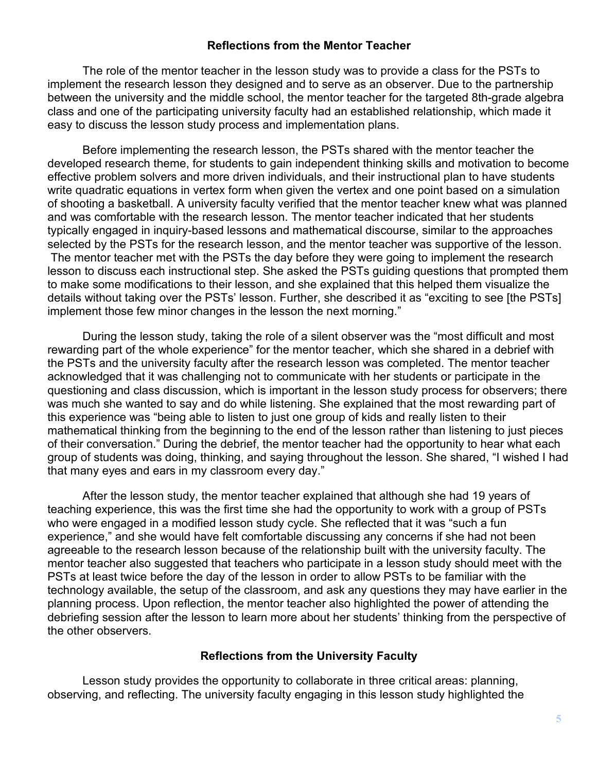## Reflections from the Mentor Teacher

The role of the mentor teacher in the lesson study was to provide a class for the PSTs to implement the research lesson they designed and to serve as an observer. Due to the partnership between the university and the middle school, the mentor teacher for the targeted 8th-grade algebra class and one of the participating university faculty had an established relationship, which made it easy to discuss the lesson study process and implementation plans.

Before implementing the research lesson, the PSTs shared with the mentor teacher the developed research theme, for students to gain independent thinking skills and motivation to become effective problem solvers and more driven individuals, and their instructional plan to have students write quadratic equations in vertex form when given the vertex and one point based on a simulation of shooting a basketball. A university faculty verified that the mentor teacher knew what was planned and was comfortable with the research lesson. The mentor teacher indicated that her students typically engaged in inquiry-based lessons and mathematical discourse, similar to the approaches selected by the PSTs for the research lesson, and the mentor teacher was supportive of the lesson. The mentor teacher met with the PSTs the day before they were going to implement the research lesson to discuss each instructional step. She asked the PSTs guiding questions that prompted them to make some modifications to their lesson, and she explained that this helped them visualize the details without taking over the PSTs' lesson. Further, she described it as "exciting to see [the PSTs] implement those few minor changes in the lesson the next morning."

During the lesson study, taking the role of a silent observer was the "most difficult and most rewarding part of the whole experience" for the mentor teacher, which she shared in a debrief with the PSTs and the university faculty after the research lesson was completed. The mentor teacher acknowledged that it was challenging not to communicate with her students or participate in the questioning and class discussion, which is important in the lesson study process for observers; there was much she wanted to say and do while listening. She explained that the most rewarding part of this experience was "being able to listen to just one group of kids and really listen to their mathematical thinking from the beginning to the end of the lesson rather than listening to just pieces of their conversation." During the debrief, the mentor teacher had the opportunity to hear what each group of students was doing, thinking, and saying throughout the lesson. She shared, "I wished I had that many eyes and ears in my classroom every day."

After the lesson study, the mentor teacher explained that although she had 19 years of teaching experience, this was the first time she had the opportunity to work with a group of PSTs who were engaged in a modified lesson study cycle. She reflected that it was "such a fun experience," and she would have felt comfortable discussing any concerns if she had not been agreeable to the research lesson because of the relationship built with the university faculty. The mentor teacher also suggested that teachers who participate in a lesson study should meet with the PSTs at least twice before the day of the lesson in order to allow PSTs to be familiar with the technology available, the setup of the classroom, and ask any questions they may have earlier in the planning process. Upon reflection, the mentor teacher also highlighted the power of attending the debriefing session after the lesson to learn more about her students' thinking from the perspective of the other observers.

## Reflections from the University Faculty

Lesson study provides the opportunity to collaborate in three critical areas: planning, observing, and reflecting. The university faculty engaging in this lesson study highlighted the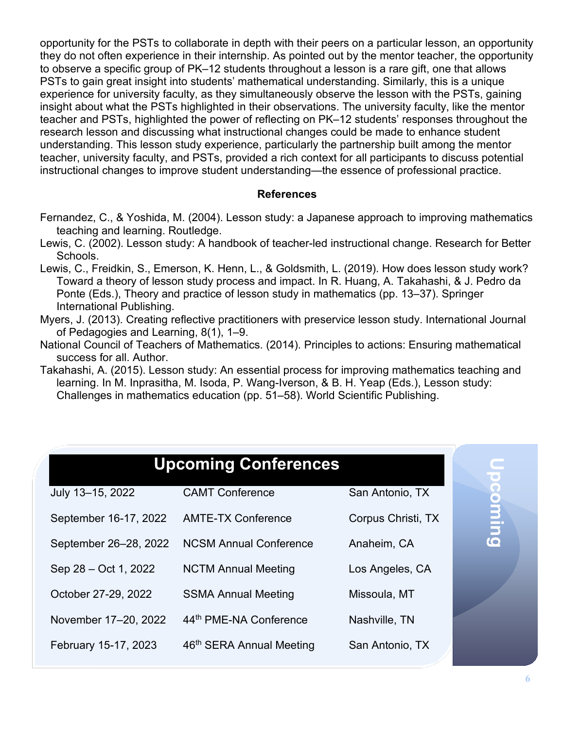opportunity for the PSTs to collaborate in depth with their peers on a particular lesson, an opportunity they do not often experience in their internship. As pointed out by the mentor teacher, the opportunity to observe a specific group of PK–12 students throughout a lesson is a rare gift, one that allows PSTs to gain great insight into students' mathematical understanding. Similarly, this is a unique experience for university faculty, as they simultaneously observe the lesson with the PSTs, gaining insight about what the PSTs highlighted in their observations. The university faculty, like the mentor teacher and PSTs, highlighted the power of reflecting on PK–12 students' responses throughout the research lesson and discussing what instructional changes could be made to enhance student understanding. This lesson study experience, particularly the partnership built among the mentor teacher, university faculty, and PSTs, provided a rich context for all participants to discuss potential instructional changes to improve student understanding—the essence of professional practice.

## References

Fernandez, C., & Yoshida, M. (2004). Lesson study: a Japanese approach to improving mathematics teaching and learning. Routledge.

Lewis, C. (2002). Lesson study: A handbook of teacher-led instructional change. Research for Better Schools.

Lewis, C., Freidkin, S., Emerson, K. Henn, L., & Goldsmith, L. (2019). How does lesson study work? Toward a theory of lesson study process and impact. In R. Huang, A. Takahashi, & J. Pedro da Ponte (Eds.), Theory and practice of lesson study in mathematics (pp. 13–37). Springer International Publishing.

Myers, J. (2013). Creating reflective practitioners with preservice lesson study. International Journal of Pedagogies and Learning, 8(1), 1–9.

National Council of Teachers of Mathematics. (2014). Principles to actions: Ensuring mathematical success for all. Author.

Takahashi, A. (2015). Lesson study: An essential process for improving mathematics teaching and learning. In M. Inprasitha, M. Isoda, P. Wang-Iverson, & B. H. Yeap (Eds.), Lesson study: Challenges in mathematics education (pp. 51–58). World Scientific Publishing.

## Upcoming Conferences

| Date | Conference | Location |
|---|---|---|
| July 13–15, 2022 | CAMT Conference | San Antonio, TX |
| September 16-17, 2022 | AMTE-TX Conference | Corpus Christi, TX |
| September 26–28, 2022 | NCSM Annual Conference | Anaheim, CA |
| Sep 28 – Oct 1, 2022 | NCTM Annual Meeting | Los Angeles, CA |
| October 27-29, 2022 | SSMA Annual Meeting | Missoula, MT |
| November 17–20, 2022 | 44th PME-NA Conference | Nashville, TN |
| February 15-17, 2023 | 46th SERA Annual Meeting | San Antonio, TX |

Upcoming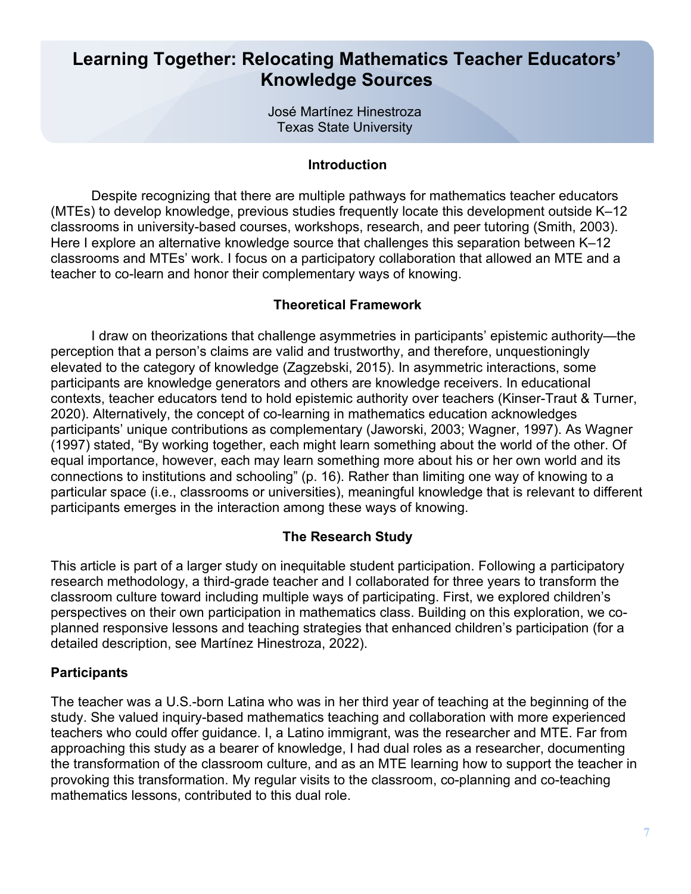# Learning Together: Relocating Mathematics Teacher Educators' Knowledge Sources

José Martínez Hinestroza
Texas State University

## Introduction

Despite recognizing that there are multiple pathways for mathematics teacher educators (MTEs) to develop knowledge, previous studies frequently locate this development outside K–12 classrooms in university-based courses, workshops, research, and peer tutoring (Smith, 2003). Here I explore an alternative knowledge source that challenges this separation between K–12 classrooms and MTEs' work. I focus on a participatory collaboration that allowed an MTE and a teacher to co-learn and honor their complementary ways of knowing.

## Theoretical Framework

I draw on theorizations that challenge asymmetries in participants' epistemic authority—the perception that a person's claims are valid and trustworthy, and therefore, unquestioningly elevated to the category of knowledge (Zagzebski, 2015). In asymmetric interactions, some participants are knowledge generators and others are knowledge receivers. In educational contexts, teacher educators tend to hold epistemic authority over teachers (Kinser-Traut & Turner, 2020). Alternatively, the concept of co-learning in mathematics education acknowledges participants' unique contributions as complementary (Jaworski, 2003; Wagner, 1997). As Wagner (1997) stated, "By working together, each might learn something about the world of the other. Of equal importance, however, each may learn something more about his or her own world and its connections to institutions and schooling" (p. 16). Rather than limiting one way of knowing to a particular space (i.e., classrooms or universities), meaningful knowledge that is relevant to different participants emerges in the interaction among these ways of knowing.

## The Research Study

This article is part of a larger study on inequitable student participation. Following a participatory research methodology, a third-grade teacher and I collaborated for three years to transform the classroom culture toward including multiple ways of participating. First, we explored children's perspectives on their own participation in mathematics class. Building on this exploration, we co-planned responsive lessons and teaching strategies that enhanced children's participation (for a detailed description, see Martínez Hinestroza, 2022).

### Participants

The teacher was a U.S.-born Latina who was in her third year of teaching at the beginning of the study. She valued inquiry-based mathematics teaching and collaboration with more experienced teachers who could offer guidance. I, a Latino immigrant, was the researcher and MTE. Far from approaching this study as a bearer of knowledge, I had dual roles as a researcher, documenting the transformation of the classroom culture, and as an MTE learning how to support the teacher in provoking this transformation. My regular visits to the classroom, co-planning and co-teaching mathematics lessons, contributed to this dual role.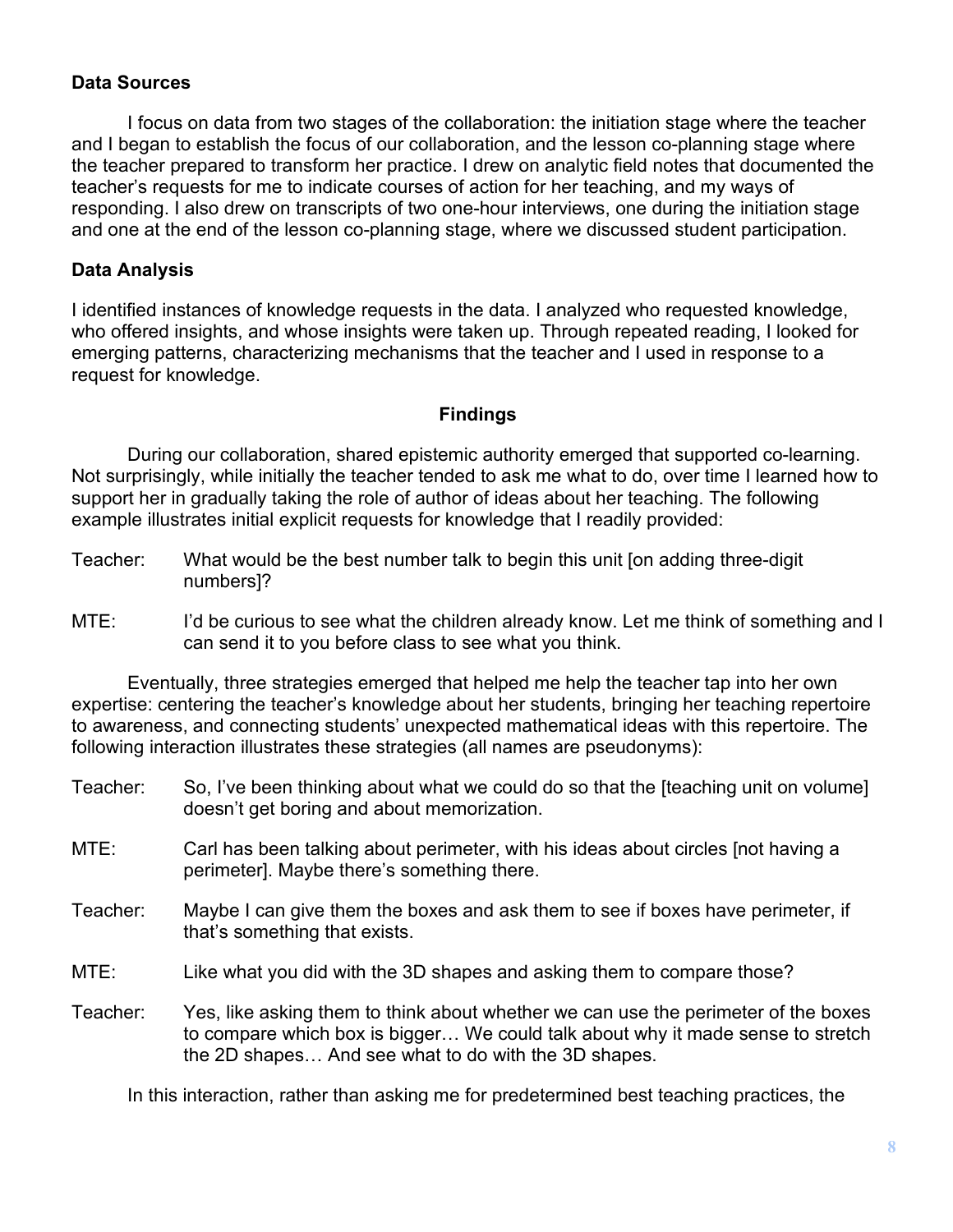## Data Sources

I focus on data from two stages of the collaboration: the initiation stage where the teacher and I began to establish the focus of our collaboration, and the lesson co-planning stage where the teacher prepared to transform her practice. I drew on analytic field notes that documented the teacher's requests for me to indicate courses of action for her teaching, and my ways of responding. I also drew on transcripts of two one-hour interviews, one during the initiation stage and one at the end of the lesson co-planning stage, where we discussed student participation.

## Data Analysis

I identified instances of knowledge requests in the data. I analyzed who requested knowledge, who offered insights, and whose insights were taken up. Through repeated reading, I looked for emerging patterns, characterizing mechanisms that the teacher and I used in response to a request for knowledge.

## Findings

During our collaboration, shared epistemic authority emerged that supported co-learning. Not surprisingly, while initially the teacher tended to ask me what to do, over time I learned how to support her in gradually taking the role of author of ideas about her teaching. The following example illustrates initial explicit requests for knowledge that I readily provided:

Teacher: What would be the best number talk to begin this unit [on adding three-digit numbers]?

MTE: I'd be curious to see what the children already know. Let me think of something and I can send it to you before class to see what you think.

Eventually, three strategies emerged that helped me help the teacher tap into her own expertise: centering the teacher's knowledge about her students, bringing her teaching repertoire to awareness, and connecting students' unexpected mathematical ideas with this repertoire. The following interaction illustrates these strategies (all names are pseudonyms):

Teacher: So, I've been thinking about what we could do so that the [teaching unit on volume] doesn't get boring and about memorization.

MTE: Carl has been talking about perimeter, with his ideas about circles [not having a perimeter]. Maybe there's something there.

Teacher: Maybe I can give them the boxes and ask them to see if boxes have perimeter, if that's something that exists.

MTE: Like what you did with the 3D shapes and asking them to compare those?

Teacher: Yes, like asking them to think about whether we can use the perimeter of the boxes to compare which box is bigger… We could talk about why it made sense to stretch the 2D shapes… And see what to do with the 3D shapes.

In this interaction, rather than asking me for predetermined best teaching practices, the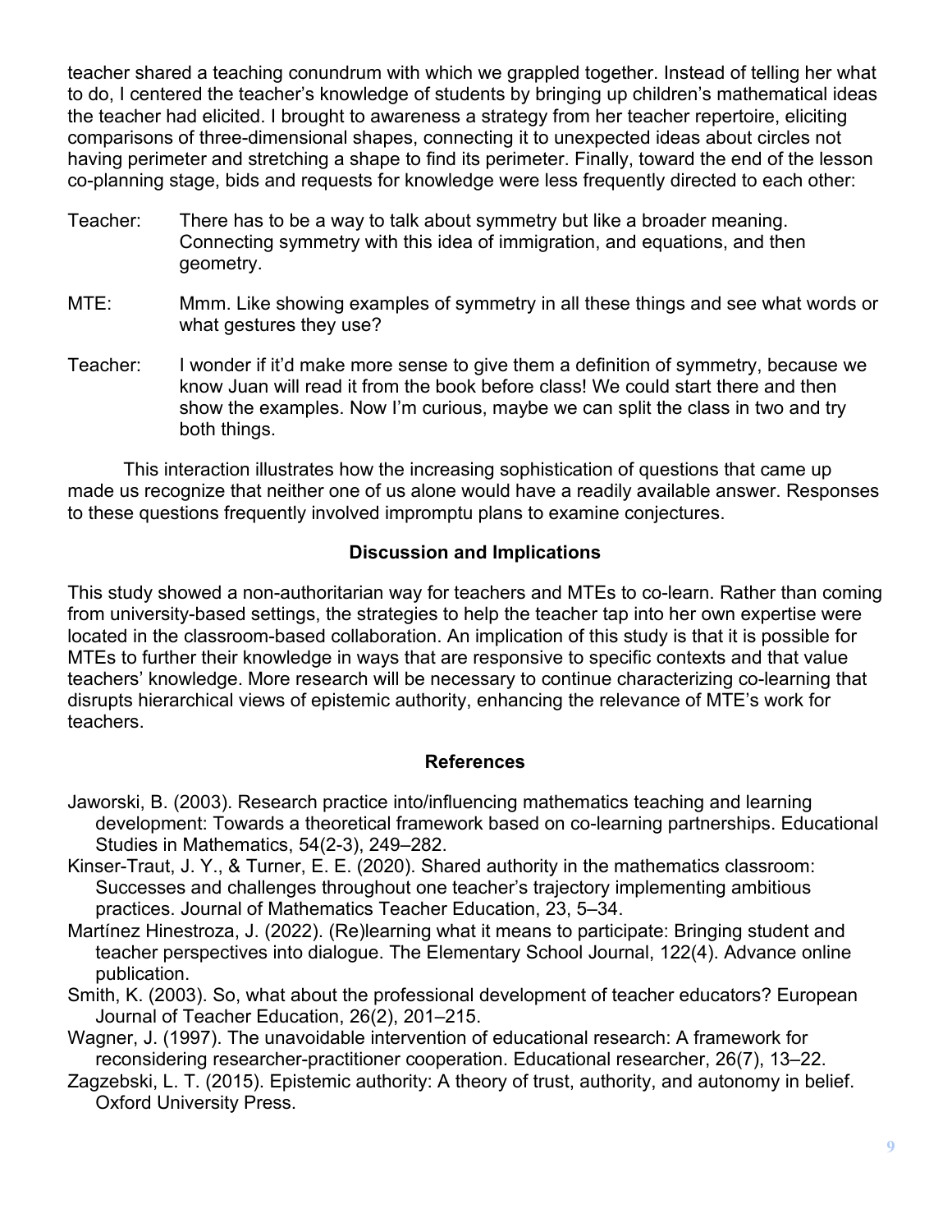teacher shared a teaching conundrum with which we grappled together. Instead of telling her what to do, I centered the teacher's knowledge of students by bringing up children's mathematical ideas the teacher had elicited. I brought to awareness a strategy from her teacher repertoire, eliciting comparisons of three-dimensional shapes, connecting it to unexpected ideas about circles not having perimeter and stretching a shape to find its perimeter. Finally, toward the end of the lesson co-planning stage, bids and requests for knowledge were less frequently directed to each other:

Teacher: There has to be a way to talk about symmetry but like a broader meaning. Connecting symmetry with this idea of immigration, and equations, and then geometry.

MTE: Mmm. Like showing examples of symmetry in all these things and see what words or what gestures they use?

Teacher: I wonder if it'd make more sense to give them a definition of symmetry, because we know Juan will read it from the book before class! We could start there and then show the examples. Now I'm curious, maybe we can split the class in two and try both things.

This interaction illustrates how the increasing sophistication of questions that came up made us recognize that neither one of us alone would have a readily available answer. Responses to these questions frequently involved impromptu plans to examine conjectures.

## Discussion and Implications

This study showed a non-authoritarian way for teachers and MTEs to co-learn. Rather than coming from university-based settings, the strategies to help the teacher tap into her own expertise were located in the classroom-based collaboration. An implication of this study is that it is possible for MTEs to further their knowledge in ways that are responsive to specific contexts and that value teachers' knowledge. More research will be necessary to continue characterizing co-learning that disrupts hierarchical views of epistemic authority, enhancing the relevance of MTE's work for teachers.

## References

Jaworski, B. (2003). Research practice into/influencing mathematics teaching and learning development: Towards a theoretical framework based on co-learning partnerships. Educational Studies in Mathematics, 54(2-3), 249–282.

Kinser-Traut, J. Y., & Turner, E. E. (2020). Shared authority in the mathematics classroom: Successes and challenges throughout one teacher's trajectory implementing ambitious practices. Journal of Mathematics Teacher Education, 23, 5–34.

Martínez Hinestroza, J. (2022). (Re)learning what it means to participate: Bringing student and teacher perspectives into dialogue. The Elementary School Journal, 122(4). Advance online publication.

Smith, K. (2003). So, what about the professional development of teacher educators? European Journal of Teacher Education, 26(2), 201–215.

Wagner, J. (1997). The unavoidable intervention of educational research: A framework for reconsidering researcher-practitioner cooperation. Educational researcher, 26(7), 13–22.

Zagzebski, L. T. (2015). Epistemic authority: A theory of trust, authority, and autonomy in belief. Oxford University Press.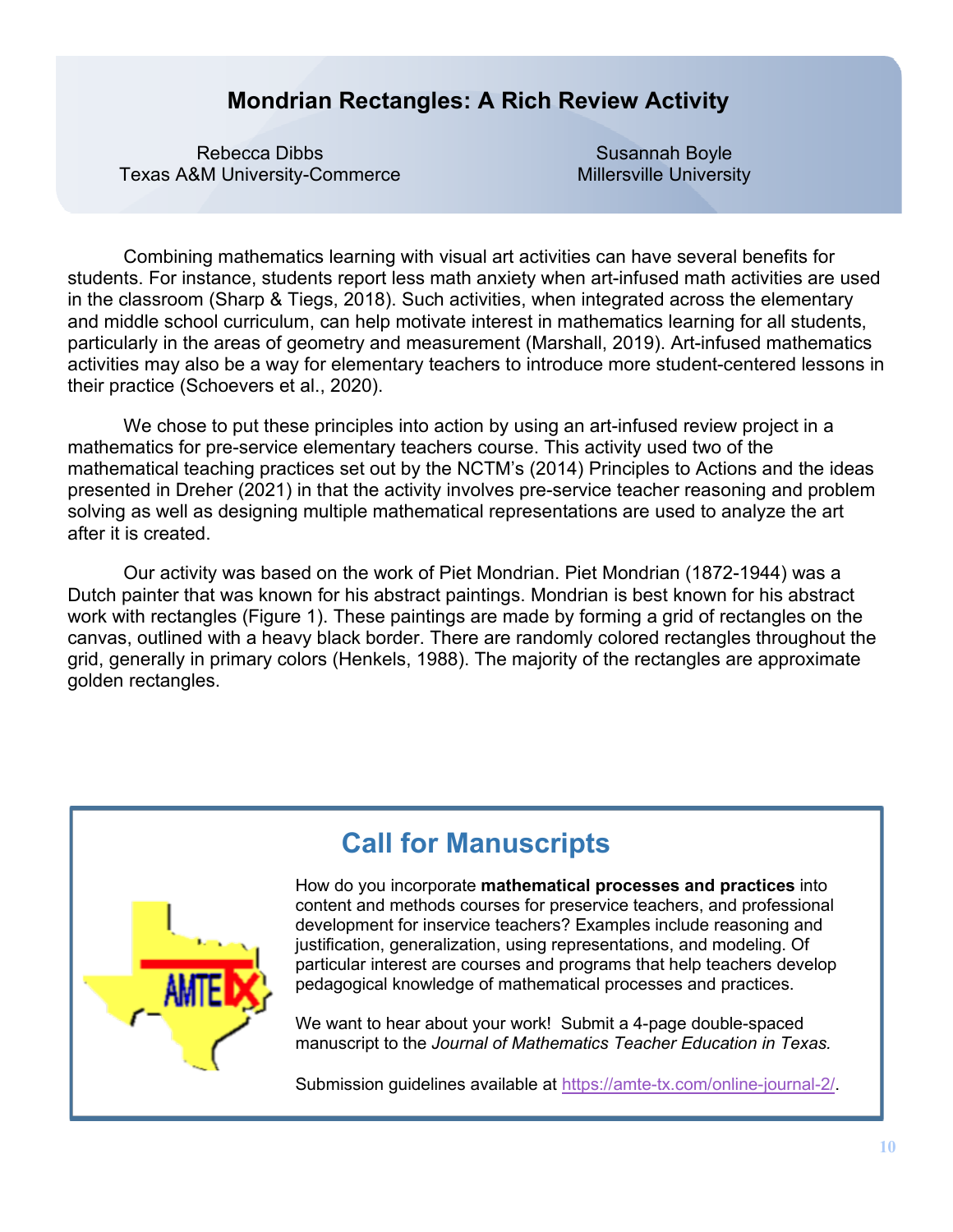# Mondrian Rectangles: A Rich Review Activity

Rebecca Dibbs
Texas A&M University-Commerce

Susannah Boyle
Millersville University

Combining mathematics learning with visual art activities can have several benefits for students. For instance, students report less math anxiety when art-infused math activities are used in the classroom (Sharp & Tiegs, 2018). Such activities, when integrated across the elementary and middle school curriculum, can help motivate interest in mathematics learning for all students, particularly in the areas of geometry and measurement (Marshall, 2019). Art-infused mathematics activities may also be a way for elementary teachers to introduce more student-centered lessons in their practice (Schoevers et al., 2020).

We chose to put these principles into action by using an art-infused review project in a mathematics for pre-service elementary teachers course. This activity used two of the mathematical teaching practices set out by the NCTM's (2014) Principles to Actions and the ideas presented in Dreher (2021) in that the activity involves pre-service teacher reasoning and problem solving as well as designing multiple mathematical representations are used to analyze the art after it is created.

Our activity was based on the work of Piet Mondrian. Piet Mondrian (1872-1944) was a Dutch painter that was known for his abstract paintings. Mondrian is best known for his abstract work with rectangles (Figure 1). These paintings are made by forming a grid of rectangles on the canvas, outlined with a heavy black border. There are randomly colored rectangles throughout the grid, generally in primary colors (Henkels, 1988). The majority of the rectangles are approximate golden rectangles.

## Call for Manuscripts

How do you incorporate **mathematical processes and practices** into content and methods courses for preservice teachers, and professional development for inservice teachers? Examples include reasoning and justification, generalization, using representations, and modeling. Of particular interest are courses and programs that help teachers develop pedagogical knowledge of mathematical processes and practices.

We want to hear about your work! Submit a 4-page double-spaced manuscript to the *Journal of Mathematics Teacher Education in Texas.*

Submission guidelines available at https://amte-tx.com/online-journal-2/.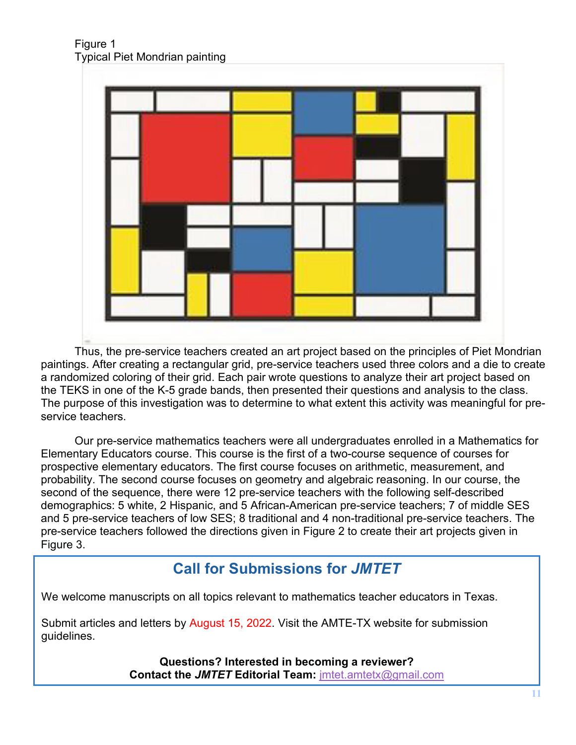Figure 1
Typical Piet Mondrian painting

Thus, the pre-service teachers created an art project based on the principles of Piet Mondrian paintings. After creating a rectangular grid, pre-service teachers used three colors and a die to create a randomized coloring of their grid. Each pair wrote questions to analyze their art project based on the TEKS in one of the K-5 grade bands, then presented their questions and analysis to the class. The purpose of this investigation was to determine to what extent this activity was meaningful for pre-service teachers.

Our pre-service mathematics teachers were all undergraduates enrolled in a Mathematics for Elementary Educators course. This course is the first of a two-course sequence of courses for prospective elementary educators. The first course focuses on arithmetic, measurement, and probability. The second course focuses on geometry and algebraic reasoning. In our course, the second of the sequence, there were 12 pre-service teachers with the following self-described demographics: 5 white, 2 Hispanic, and 5 African-American pre-service teachers; 7 of middle SES and 5 pre-service teachers of low SES; 8 traditional and 4 non-traditional pre-service teachers. The pre-service teachers followed the directions given in Figure 2 to create their art projects given in Figure 3.

## Call for Submissions for *JMTET*

We welcome manuscripts on all topics relevant to mathematics teacher educators in Texas.

Submit articles and letters by August 15, 2022. Visit the AMTE-TX website for submission guidelines.

**Questions? Interested in becoming a reviewer?**
**Contact the *JMTET* Editorial Team:** jmtet.amtetx@gmail.com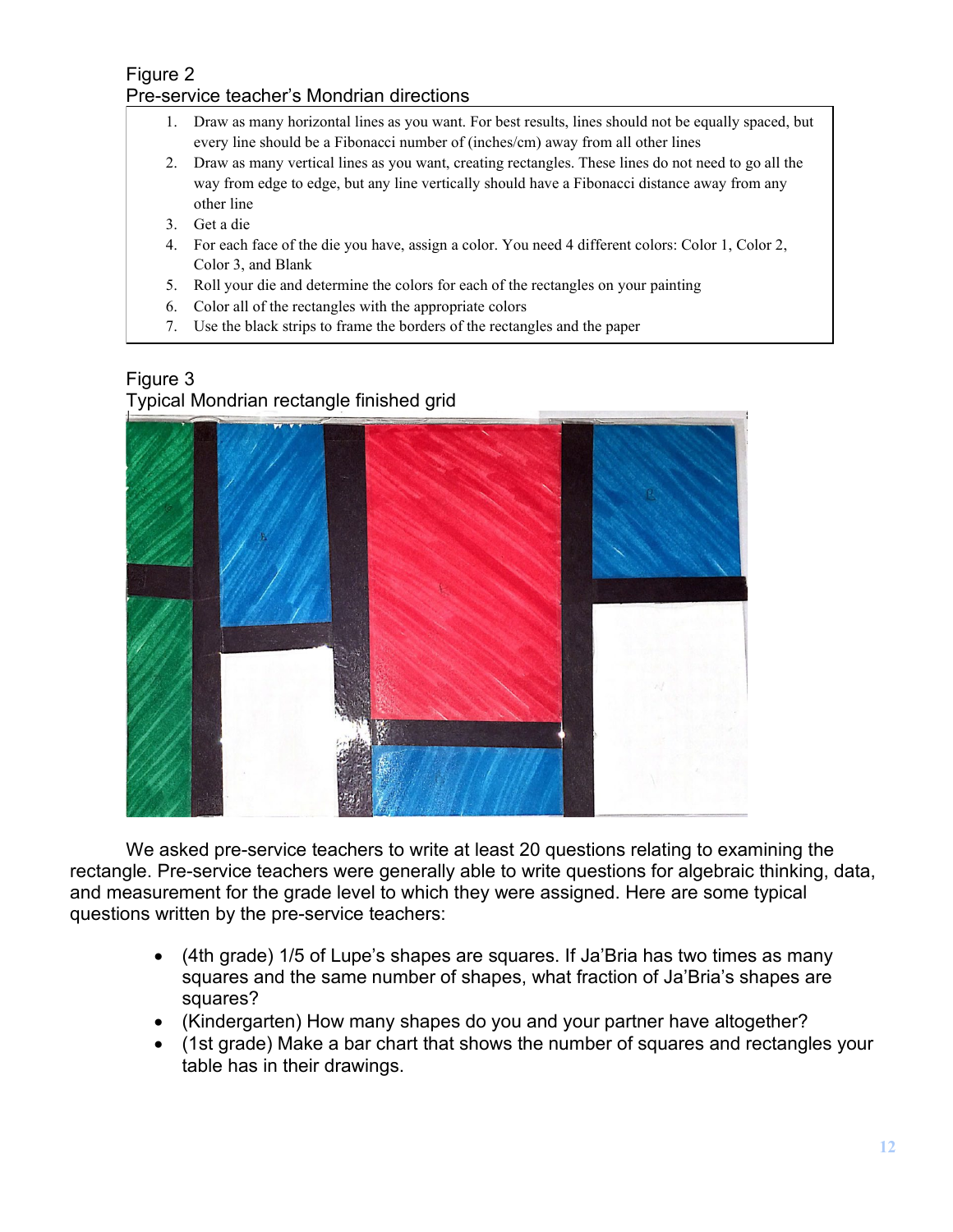Figure 2
Pre-service teacher's Mondrian directions

1. Draw as many horizontal lines as you want. For best results, lines should not be equally spaced, but every line should be a Fibonacci number of (inches/cm) away from all other lines
2. Draw as many vertical lines as you want, creating rectangles. These lines do not need to go all the way from edge to edge, but any line vertically should have a Fibonacci distance away from any other line
3. Get a die
4. For each face of the die you have, assign a color. You need 4 different colors: Color 1, Color 2, Color 3, and Blank
5. Roll your die and determine the colors for each of the rectangles on your painting
6. Color all of the rectangles with the appropriate colors
7. Use the black strips to frame the borders of the rectangles and the paper

Figure 3
Typical Mondrian rectangle finished grid

We asked pre-service teachers to write at least 20 questions relating to examining the rectangle. Pre-service teachers were generally able to write questions for algebraic thinking, data, and measurement for the grade level to which they were assigned. Here are some typical questions written by the pre-service teachers:

- (4th grade) 1/5 of Lupe's shapes are squares. If Ja'Bria has two times as many squares and the same number of shapes, what fraction of Ja'Bria's shapes are squares?
- (Kindergarten) How many shapes do you and your partner have altogether?
- (1st grade) Make a bar chart that shows the number of squares and rectangles your table has in their drawings.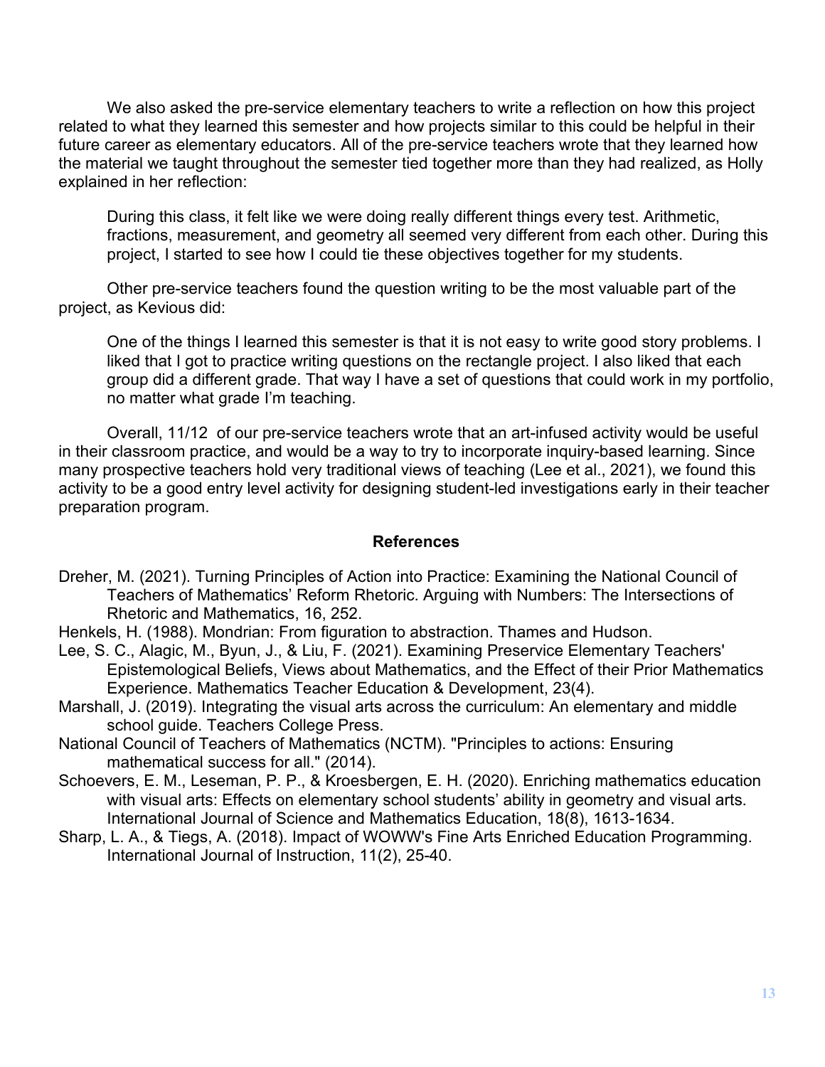We also asked the pre-service elementary teachers to write a reflection on how this project related to what they learned this semester and how projects similar to this could be helpful in their future career as elementary educators. All of the pre-service teachers wrote that they learned how the material we taught throughout the semester tied together more than they had realized, as Holly explained in her reflection:

> During this class, it felt like we were doing really different things every test. Arithmetic, fractions, measurement, and geometry all seemed very different from each other. During this project, I started to see how I could tie these objectives together for my students.

Other pre-service teachers found the question writing to be the most valuable part of the project, as Kevious did:

> One of the things I learned this semester is that it is not easy to write good story problems. I liked that I got to practice writing questions on the rectangle project. I also liked that each group did a different grade. That way I have a set of questions that could work in my portfolio, no matter what grade I'm teaching.

Overall, 11/12 of our pre-service teachers wrote that an art-infused activity would be useful in their classroom practice, and would be a way to try to incorporate inquiry-based learning. Since many prospective teachers hold very traditional views of teaching (Lee et al., 2021), we found this activity to be a good entry level activity for designing student-led investigations early in their teacher preparation program.

## References

Dreher, M. (2021). Turning Principles of Action into Practice: Examining the National Council of Teachers of Mathematics' Reform Rhetoric. Arguing with Numbers: The Intersections of Rhetoric and Mathematics, 16, 252.

Henkels, H. (1988). Mondrian: From figuration to abstraction. Thames and Hudson.

Lee, S. C., Alagic, M., Byun, J., & Liu, F. (2021). Examining Preservice Elementary Teachers' Epistemological Beliefs, Views about Mathematics, and the Effect of their Prior Mathematics Experience. Mathematics Teacher Education & Development, 23(4).

Marshall, J. (2019). Integrating the visual arts across the curriculum: An elementary and middle school guide. Teachers College Press.

National Council of Teachers of Mathematics (NCTM). "Principles to actions: Ensuring mathematical success for all." (2014).

Schoevers, E. M., Leseman, P. P., & Kroesbergen, E. H. (2020). Enriching mathematics education with visual arts: Effects on elementary school students' ability in geometry and visual arts. International Journal of Science and Mathematics Education, 18(8), 1613-1634.

Sharp, L. A., & Tiegs, A. (2018). Impact of WOWW's Fine Arts Enriched Education Programming. International Journal of Instruction, 11(2), 25-40.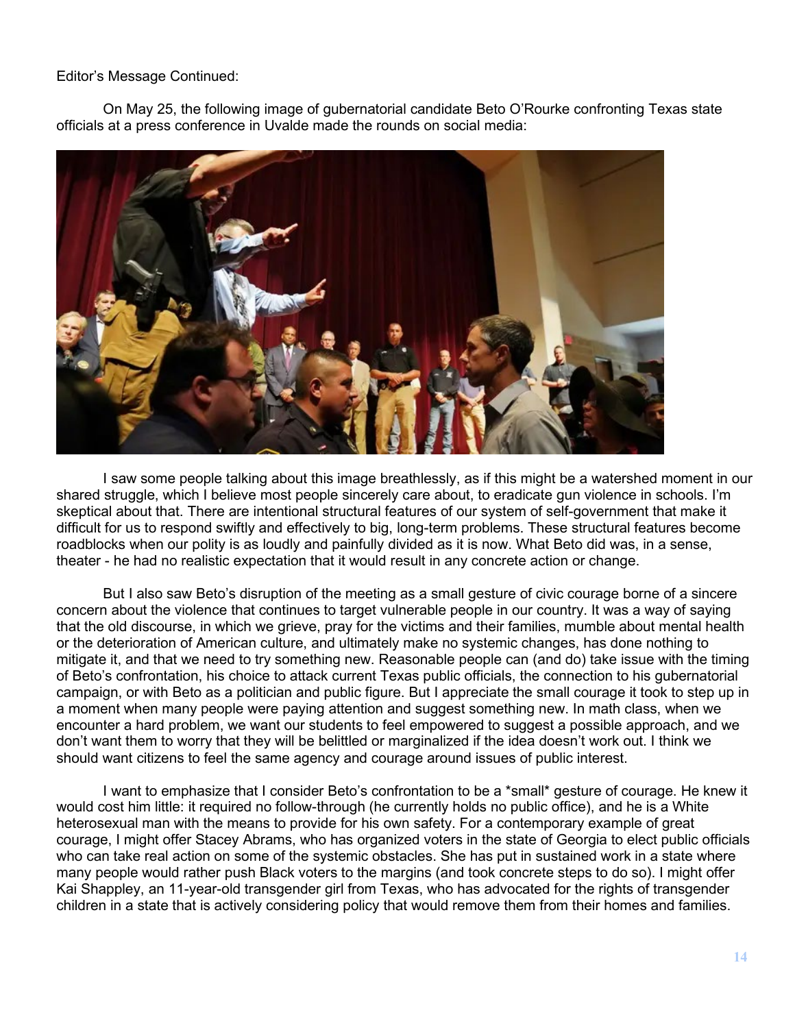Editor's Message Continued:

On May 25, the following image of gubernatorial candidate Beto O'Rourke confronting Texas state officials at a press conference in Uvalde made the rounds on social media:

I saw some people talking about this image breathlessly, as if this might be a watershed moment in our shared struggle, which I believe most people sincerely care about, to eradicate gun violence in schools. I'm skeptical about that. There are intentional structural features of our system of self-government that make it difficult for us to respond swiftly and effectively to big, long-term problems. These structural features become roadblocks when our polity is as loudly and painfully divided as it is now. What Beto did was, in a sense, theater - he had no realistic expectation that it would result in any concrete action or change.

But I also saw Beto's disruption of the meeting as a small gesture of civic courage borne of a sincere concern about the violence that continues to target vulnerable people in our country. It was a way of saying that the old discourse, in which we grieve, pray for the victims and their families, mumble about mental health or the deterioration of American culture, and ultimately make no systemic changes, has done nothing to mitigate it, and that we need to try something new. Reasonable people can (and do) take issue with the timing of Beto's confrontation, his choice to attack current Texas public officials, the connection to his gubernatorial campaign, or with Beto as a politician and public figure. But I appreciate the small courage it took to step up in a moment when many people were paying attention and suggest something new. In math class, when we encounter a hard problem, we want our students to feel empowered to suggest a possible approach, and we don't want them to worry that they will be belittled or marginalized if the idea doesn't work out. I think we should want citizens to feel the same agency and courage around issues of public interest.

I want to emphasize that I consider Beto's confrontation to be a *small* gesture of courage. He knew it would cost him little: it required no follow-through (he currently holds no public office), and he is a White heterosexual man with the means to provide for his own safety. For a contemporary example of great courage, I might offer Stacey Abrams, who has organized voters in the state of Georgia to elect public officials who can take real action on some of the systemic obstacles. She has put in sustained work in a state where many people would rather push Black voters to the margins (and took concrete steps to do so). I might offer Kai Shappley, an 11-year-old transgender girl from Texas, who has advocated for the rights of transgender children in a state that is actively considering policy that would remove them from their homes and families.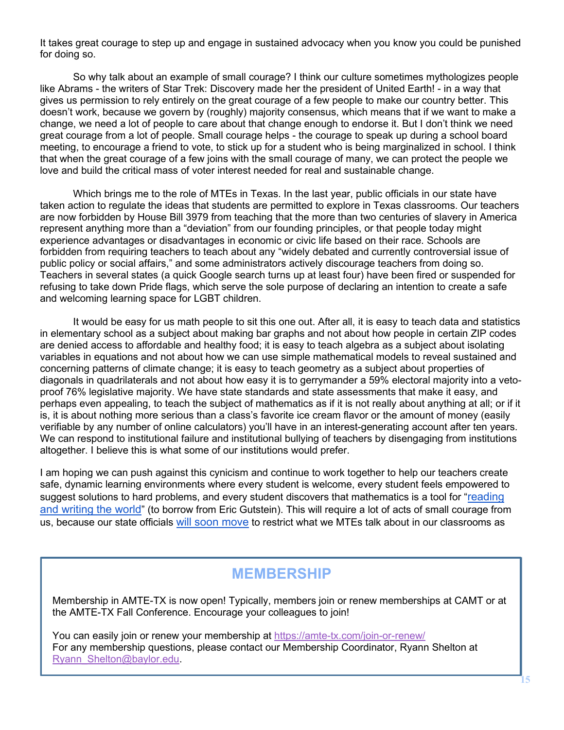It takes great courage to step up and engage in sustained advocacy when you know you could be punished for doing so.

So why talk about an example of small courage? I think our culture sometimes mythologizes people like Abrams - the writers of Star Trek: Discovery made her the president of United Earth! - in a way that gives us permission to rely entirely on the great courage of a few people to make our country better. This doesn't work, because we govern by (roughly) majority consensus, which means that if we want to make a change, we need a lot of people to care about that change enough to endorse it. But I don't think we need great courage from a lot of people. Small courage helps - the courage to speak up during a school board meeting, to encourage a friend to vote, to stick up for a student who is being marginalized in school. I think that when the great courage of a few joins with the small courage of many, we can protect the people we love and build the critical mass of voter interest needed for real and sustainable change.

Which brings me to the role of MTEs in Texas. In the last year, public officials in our state have taken action to regulate the ideas that students are permitted to explore in Texas classrooms. Our teachers are now forbidden by House Bill 3979 from teaching that the more than two centuries of slavery in America represent anything more than a "deviation" from our founding principles, or that people today might experience advantages or disadvantages in economic or civic life based on their race. Schools are forbidden from requiring teachers to teach about any "widely debated and currently controversial issue of public policy or social affairs," and some administrators actively discourage teachers from doing so. Teachers in several states (a quick Google search turns up at least four) have been fired or suspended for refusing to take down Pride flags, which serve the sole purpose of declaring an intention to create a safe and welcoming learning space for LGBT children.

It would be easy for us math people to sit this one out. After all, it is easy to teach data and statistics in elementary school as a subject about making bar graphs and not about how people in certain ZIP codes are denied access to affordable and healthy food; it is easy to teach algebra as a subject about isolating variables in equations and not about how we can use simple mathematical models to reveal sustained and concerning patterns of climate change; it is easy to teach geometry as a subject about properties of diagonals in quadrilaterals and not about how easy it is to gerrymander a 59% electoral majority into a veto-proof 76% legislative majority. We have state standards and state assessments that make it easy, and perhaps even appealing, to teach the subject of mathematics as if it is not really about anything at all; or if it is, it is about nothing more serious than a class's favorite ice cream flavor or the amount of money (easily verifiable by any number of online calculators) you'll have in an interest-generating account after ten years. We can respond to institutional failure and institutional bullying of teachers by disengaging from institutions altogether. I believe this is what some of our institutions would prefer.

I am hoping we can push against this cynicism and continue to work together to help our teachers create safe, dynamic learning environments where every student is welcome, every student feels empowered to suggest solutions to hard problems, and every student discovers that mathematics is a tool for "reading and writing the world" (to borrow from Eric Gutstein). This will require a lot of acts of small courage from us, because our state officials will soon move to restrict what we MTEs talk about in our classrooms as

## MEMBERSHIP

Membership in AMTE-TX is now open! Typically, members join or renew memberships at CAMT or at the AMTE-TX Fall Conference. Encourage your colleagues to join!

You can easily join or renew your membership at https://amte-tx.com/join-or-renew/
For any membership questions, please contact our Membership Coordinator, Ryann Shelton at Ryann_Shelton@baylor.edu.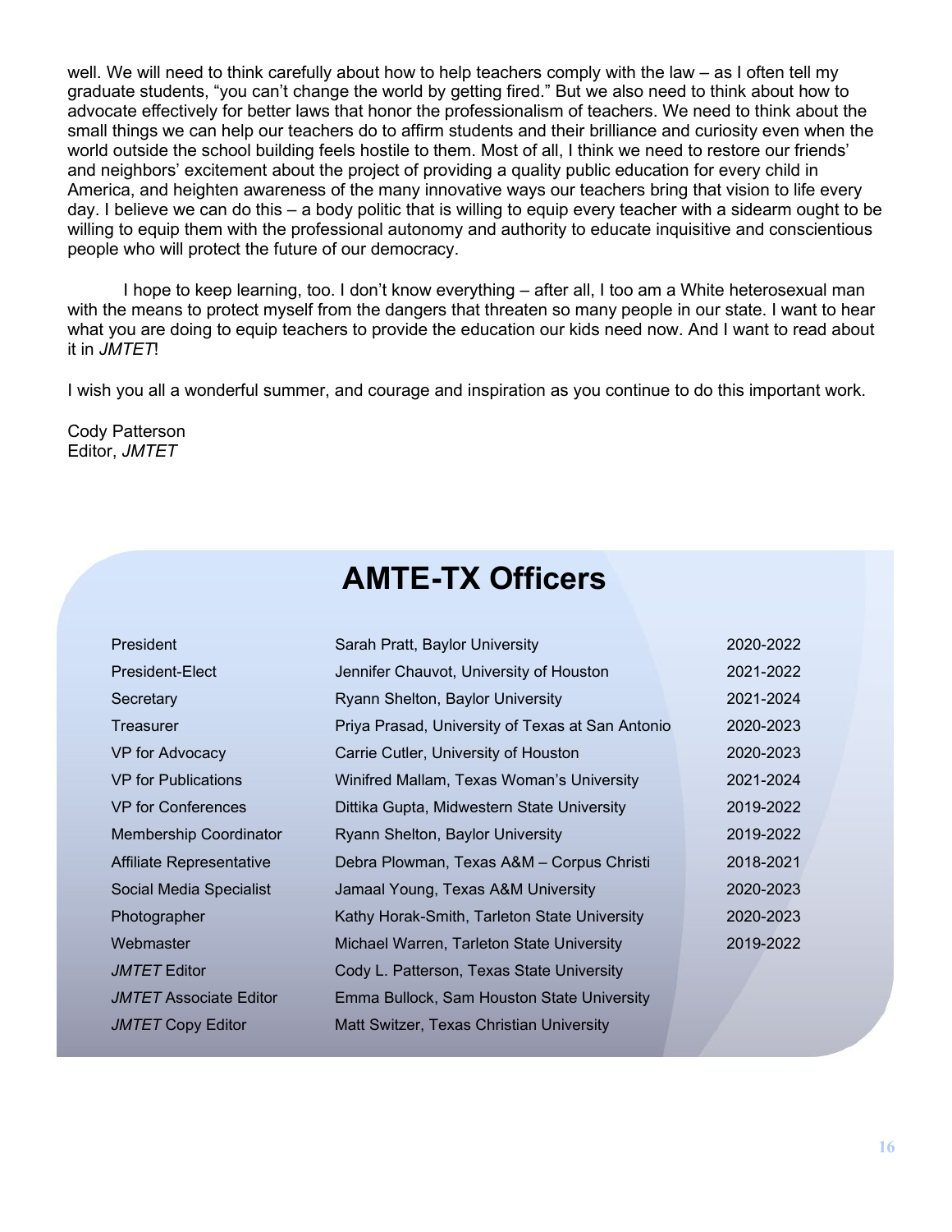well. We will need to think carefully about how to help teachers comply with the law – as I often tell my graduate students, “you can’t change the world by getting fired.” But we also need to think about how to advocate effectively for better laws that honor the professionalism of teachers. We need to think about the small things we can help our teachers do to affirm students and their brilliance and curiosity even when the world outside the school building feels hostile to them. Most of all, I think we need to restore our friends’ and neighbors’ excitement about the project of providing a quality public education for every child in America, and heighten awareness of the many innovative ways our teachers bring that vision to life every day. I believe we can do this – a body politic that is willing to equip every teacher with a sidearm ought to be willing to equip them with the professional autonomy and authority to educate inquisitive and conscientious people who will protect the future of our democracy.

I hope to keep learning, too. I don’t know everything – after all, I too am a White heterosexual man with the means to protect myself from the dangers that threaten so many people in our state. I want to hear what you are doing to equip teachers to provide the education our kids need now. And I want to read about it in *JMTET*!

I wish you all a wonderful summer, and courage and inspiration as you continue to do this important work.

Cody Patterson
Editor, *JMTET*

## AMTE-TX Officers

| | | |
|---|---|---|
| President | Sarah Pratt, Baylor University | 2020-2022 |
| President-Elect | Jennifer Chauvot, University of Houston | 2021-2022 |
| Secretary | Ryann Shelton, Baylor University | 2021-2024 |
| Treasurer | Priya Prasad, University of Texas at San Antonio | 2020-2023 |
| VP for Advocacy | Carrie Cutler, University of Houston | 2020-2023 |
| VP for Publications | Winifred Mallam, Texas Woman’s University | 2021-2024 |
| VP for Conferences | Dittika Gupta, Midwestern State University | 2019-2022 |
| Membership Coordinator | Ryann Shelton, Baylor University | 2019-2022 |
| Affiliate Representative | Debra Plowman, Texas A&M – Corpus Christi | 2018-2021 |
| Social Media Specialist | Jamaal Young, Texas A&M University | 2020-2023 |
| Photographer | Kathy Horak-Smith, Tarleton State University | 2020-2023 |
| Webmaster | Michael Warren, Tarleton State University | 2019-2022 |
| *JMTET* Editor | Cody L. Patterson, Texas State University | |
| *JMTET* Associate Editor | Emma Bullock, Sam Houston State University | |
| *JMTET* Copy Editor | Matt Switzer, Texas Christian University | |